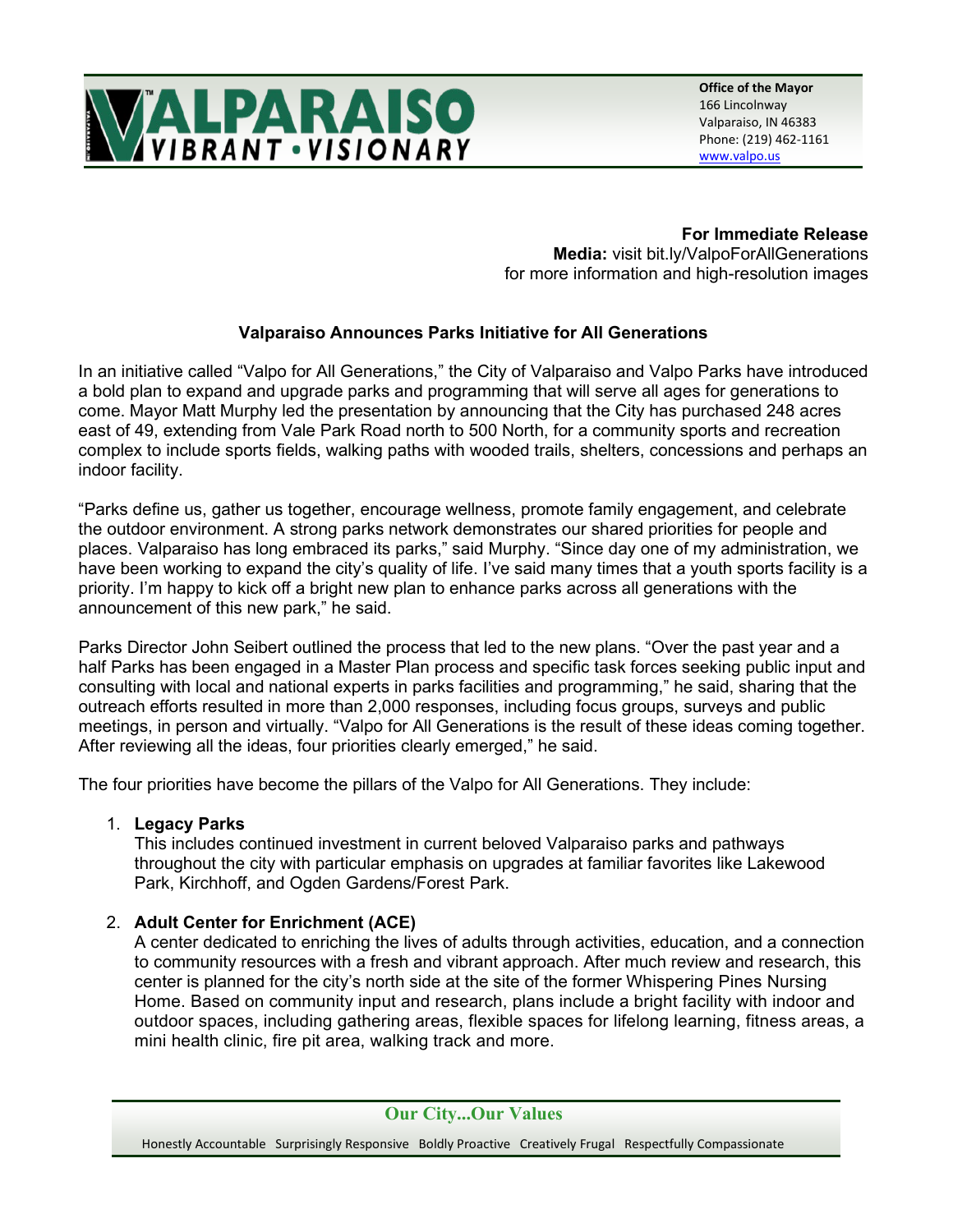**VALPARAISO**
**VIBRANT • VISIONARY**

**Office of the Mayor**
166 Lincolnway
Valparaiso, IN 46383
Phone: (219) 462-1161
www.valpo.us

**For Immediate Release**
**Media:** visit bit.ly/ValpoForAllGenerations
for more information and high-resolution images

## Valparaiso Announces Parks Initiative for All Generations

In an initiative called "Valpo for All Generations," the City of Valparaiso and Valpo Parks have introduced a bold plan to expand and upgrade parks and programming that will serve all ages for generations to come. Mayor Matt Murphy led the presentation by announcing that the City has purchased 248 acres east of 49, extending from Vale Park Road north to 500 North, for a community sports and recreation complex to include sports fields, walking paths with wooded trails, shelters, concessions and perhaps an indoor facility.

"Parks define us, gather us together, encourage wellness, promote family engagement, and celebrate the outdoor environment. A strong parks network demonstrates our shared priorities for people and places. Valparaiso has long embraced its parks," said Murphy. "Since day one of my administration, we have been working to expand the city's quality of life. I've said many times that a youth sports facility is a priority. I'm happy to kick off a bright new plan to enhance parks across all generations with the announcement of this new park," he said.

Parks Director John Seibert outlined the process that led to the new plans. "Over the past year and a half Parks has been engaged in a Master Plan process and specific task forces seeking public input and consulting with local and national experts in parks facilities and programming," he said, sharing that the outreach efforts resulted in more than 2,000 responses, including focus groups, surveys and public meetings, in person and virtually. "Valpo for All Generations is the result of these ideas coming together. After reviewing all the ideas, four priorities clearly emerged," he said.

The four priorities have become the pillars of the Valpo for All Generations. They include:

1. **Legacy Parks**
   This includes continued investment in current beloved Valparaiso parks and pathways throughout the city with particular emphasis on upgrades at familiar favorites like Lakewood Park, Kirchhoff, and Ogden Gardens/Forest Park.

2. **Adult Center for Enrichment (ACE)**
   A center dedicated to enriching the lives of adults through activities, education, and a connection to community resources with a fresh and vibrant approach. After much review and research, this center is planned for the city's north side at the site of the former Whispering Pines Nursing Home. Based on community input and research, plans include a bright facility with indoor and outdoor spaces, including gathering areas, flexible spaces for lifelong learning, fitness areas, a mini health clinic, fire pit area, walking track and more.

**Our City...Our Values**

Honestly Accountable Surprisingly Responsive Boldly Proactive Creatively Frugal Respectfully Compassionate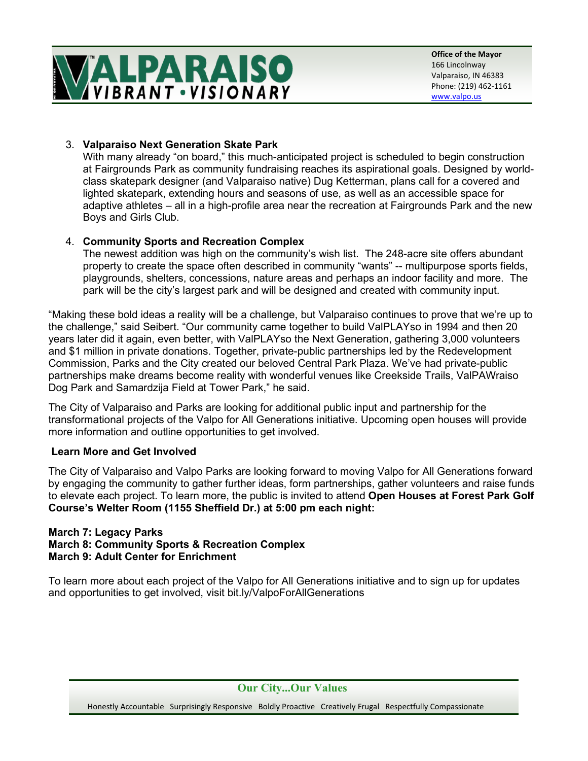3. **Valparaiso Next Generation Skate Park**
   With many already "on board," this much-anticipated project is scheduled to begin construction at Fairgrounds Park as community fundraising reaches its aspirational goals. Designed by world-class skatepark designer (and Valparaiso native) Dug Ketterman, plans call for a covered and lighted skatepark, extending hours and seasons of use, as well as an accessible space for adaptive athletes – all in a high-profile area near the recreation at Fairgrounds Park and the new Boys and Girls Club.

4. **Community Sports and Recreation Complex**
   The newest addition was high on the community's wish list. The 248-acre site offers abundant property to create the space often described in community "wants" -- multipurpose sports fields, playgrounds, shelters, concessions, nature areas and perhaps an indoor facility and more. The park will be the city's largest park and will be designed and created with community input.

"Making these bold ideas a reality will be a challenge, but Valparaiso continues to prove that we're up to the challenge," said Seibert. "Our community came together to build ValPLAYso in 1994 and then 20 years later did it again, even better, with ValPLAYso the Next Generation, gathering 3,000 volunteers and $1 million in private donations. Together, private-public partnerships led by the Redevelopment Commission, Parks and the City created our beloved Central Park Plaza. We've had private-public partnerships make dreams become reality with wonderful venues like Creekside Trails, ValPAWraiso Dog Park and Samardzija Field at Tower Park," he said.

The City of Valparaiso and Parks are looking for additional public input and partnership for the transformational projects of the Valpo for All Generations initiative. Upcoming open houses will provide more information and outline opportunities to get involved.

**Learn More and Get Involved**

The City of Valparaiso and Valpo Parks are looking forward to moving Valpo for All Generations forward by engaging the community to gather further ideas, form partnerships, gather volunteers and raise funds to elevate each project. To learn more, the public is invited to attend **Open Houses at Forest Park Golf Course's Welter Room (1155 Sheffield Dr.) at 5:00 pm each night:**

**March 7: Legacy Parks**
**March 8: Community Sports & Recreation Complex**
**March 9: Adult Center for Enrichment**

To learn more about each project of the Valpo for All Generations initiative and to sign up for updates and opportunities to get involved, visit bit.ly/ValpoForAllGenerations